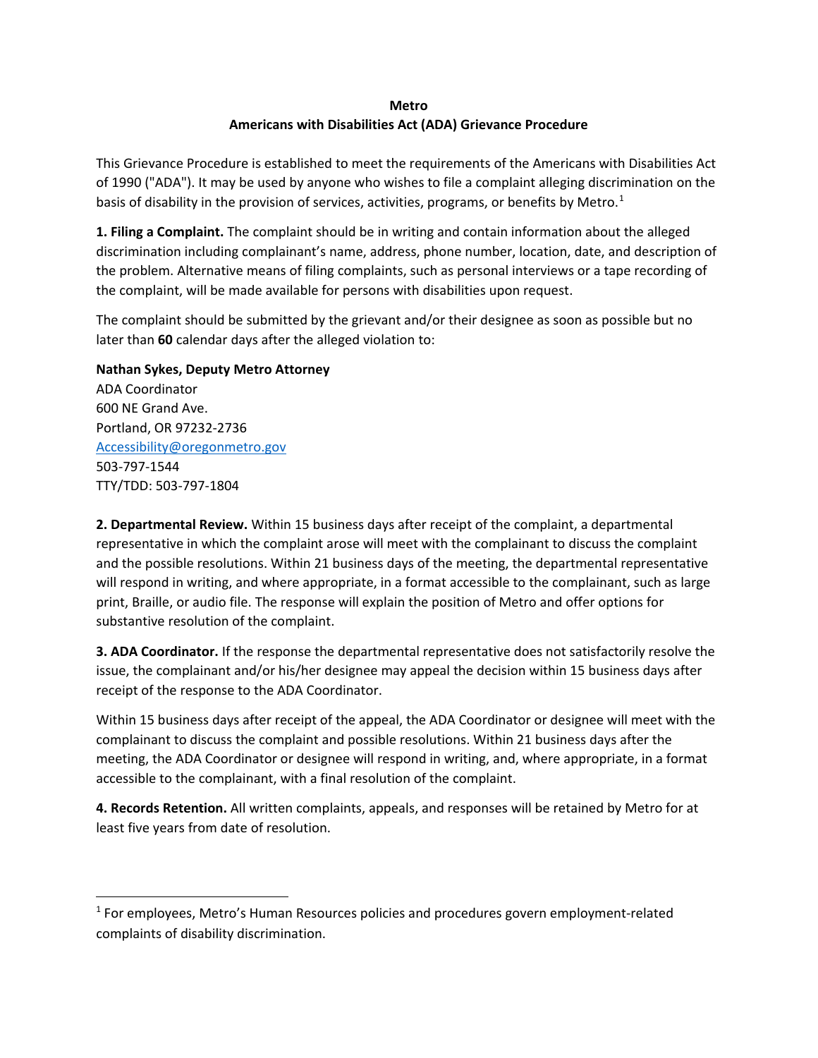**Metro**
**Americans with Disabilities Act (ADA) Grievance Procedure**

This Grievance Procedure is established to meet the requirements of the Americans with Disabilities Act of 1990 ("ADA"). It may be used by anyone who wishes to file a complaint alleging discrimination on the basis of disability in the provision of services, activities, programs, or benefits by Metro.[1]

**1. Filing a Complaint.** The complaint should be in writing and contain information about the alleged discrimination including complainant's name, address, phone number, location, date, and description of the problem. Alternative means of filing complaints, such as personal interviews or a tape recording of the complaint, will be made available for persons with disabilities upon request.

The complaint should be submitted by the grievant and/or their designee as soon as possible but no later than **60** calendar days after the alleged violation to:

**Nathan Sykes, Deputy Metro Attorney**
ADA Coordinator
600 NE Grand Ave.
Portland, OR 97232-2736
Accessibility@oregonmetro.gov
503-797-1544
TTY/TDD: 503-797-1804

**2. Departmental Review.** Within 15 business days after receipt of the complaint, a departmental representative in which the complaint arose will meet with the complainant to discuss the complaint and the possible resolutions. Within 21 business days of the meeting, the departmental representative will respond in writing, and where appropriate, in a format accessible to the complainant, such as large print, Braille, or audio file. The response will explain the position of Metro and offer options for substantive resolution of the complaint.

**3. ADA Coordinator.** If the response the departmental representative does not satisfactorily resolve the issue, the complainant and/or his/her designee may appeal the decision within 15 business days after receipt of the response to the ADA Coordinator.

Within 15 business days after receipt of the appeal, the ADA Coordinator or designee will meet with the complainant to discuss the complaint and possible resolutions. Within 21 business days after the meeting, the ADA Coordinator or designee will respond in writing, and, where appropriate, in a format accessible to the complainant, with a final resolution of the complaint.

**4. Records Retention.** All written complaints, appeals, and responses will be retained by Metro for at least five years from date of resolution.

---

[1] For employees, Metro's Human Resources policies and procedures govern employment-related complaints of disability discrimination.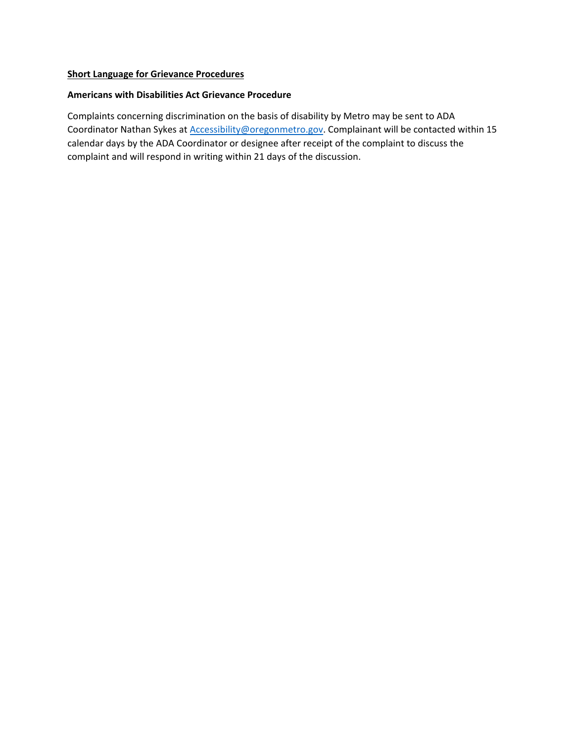**Short Language for Grievance Procedures**

**Americans with Disabilities Act Grievance Procedure**

Complaints concerning discrimination on the basis of disability by Metro may be sent to ADA Coordinator Nathan Sykes at Accessibility@oregonmetro.gov. Complainant will be contacted within 15 calendar days by the ADA Coordinator or designee after receipt of the complaint to discuss the complaint and will respond in writing within 21 days of the discussion.